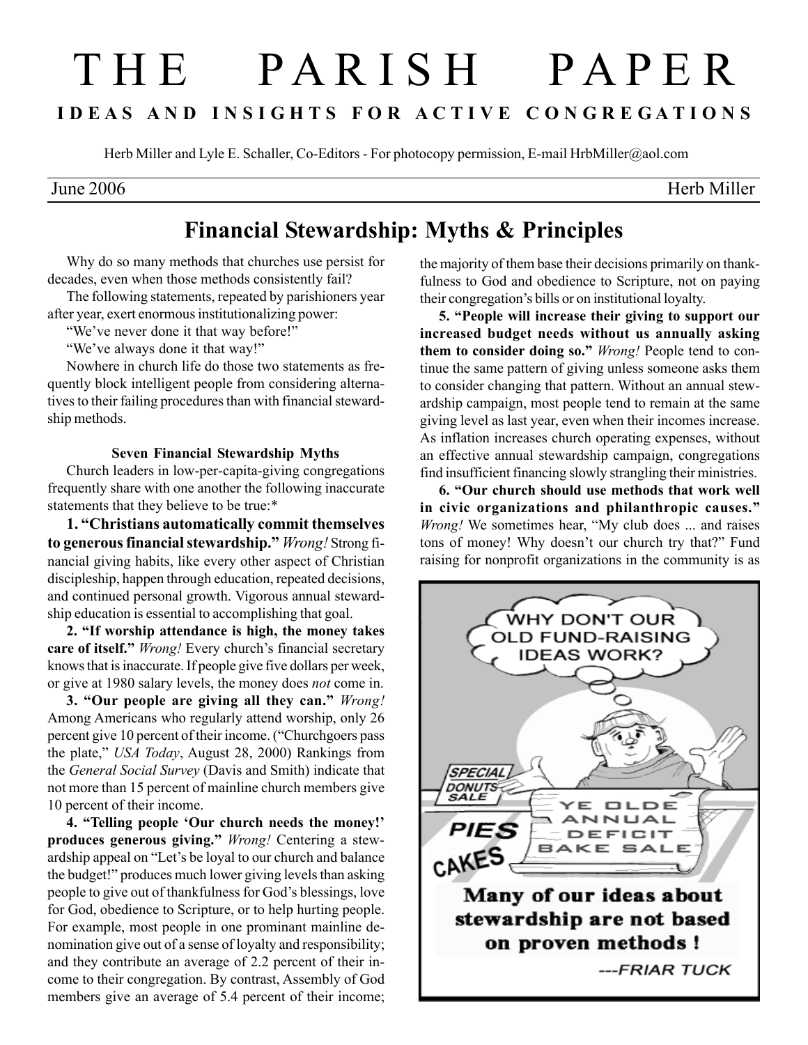# THE PARISH PAPER

**IDEAS AND INSIGHTS FOR ACTIVE CONGREGATIONS**

Herb Miller and Lyle E. Schaller, Co-Editors - For photocopy permission, E-mail HrbMiller@aol.com

June 2006 — Herb Miller

## Financial Stewardship: Myths & Principles

Why do so many methods that churches use persist for decades, even when those methods consistently fail?

The following statements, repeated by parishioners year after year, exert enormous institutionalizing power:

"We've never done it that way before!"

"We've always done it that way!"

Nowhere in church life do those two statements as frequently block intelligent people from considering alternatives to their failing procedures than with financial stewardship methods.

### Seven Financial Stewardship Myths

Church leaders in low-per-capita-giving congregations frequently share with one another the following inaccurate statements that they believe to be true:*

**1. "Christians automatically commit themselves to generous financial stewardship."** *Wrong!* Strong financial giving habits, like every other aspect of Christian discipleship, happen through education, repeated decisions, and continued personal growth. Vigorous annual stewardship education is essential to accomplishing that goal.

**2. "If worship attendance is high, the money takes care of itself."** *Wrong!* Every church's financial secretary knows that is inaccurate. If people give five dollars per week, or give at 1980 salary levels, the money does *not* come in.

**3. "Our people are giving all they can."** *Wrong!* Among Americans who regularly attend worship, only 26 percent give 10 percent of their income. ("Churchgoers pass the plate," *USA Today*, August 28, 2000) Rankings from the *General Social Survey* (Davis and Smith) indicate that not more than 15 percent of mainline church members give 10 percent of their income.

**4. "Telling people 'Our church needs the money!' produces generous giving."** *Wrong!* Centering a stewardship appeal on "Let's be loyal to our church and balance the budget!" produces much lower giving levels than asking people to give out of thankfulness for God's blessings, love for God, obedience to Scripture, or to help hurting people. For example, most people in one prominant mainline denomination give out of a sense of loyalty and responsibility; and they contribute an average of 2.2 percent of their income to their congregation. By contrast, Assembly of God members give an average of 5.4 percent of their income; the majority of them base their decisions primarily on thankfulness to God and obedience to Scripture, not on paying their congregation's bills or on institutional loyalty.

**5. "People will increase their giving to support our increased budget needs without us annually asking them to consider doing so."** *Wrong!* People tend to continue the same pattern of giving unless someone asks them to consider changing that pattern. Without an annual stewardship campaign, most people tend to remain at the same giving level as last year, even when their incomes increase. As inflation increases church operating expenses, without an effective annual stewardship campaign, congregations find insufficient financing slowly strangling their ministries.

**6. "Our church should use methods that work well in civic organizations and philanthropic causes."** *Wrong!* We sometimes hear, "My club does ... and raises tons of money! Why doesn't our church try that?" Fund raising for nonprofit organizations in the community is as

WHY DON'T OUR OLD FUND-RAISING IDEAS WORK?

SPECIAL DONUTS SALE — PIES — CAKES — YE OLDE ANNUAL DEFICIT BAKE SALE

**Many of our ideas about stewardship are not based on proven methods !**

---FRIAR TUCK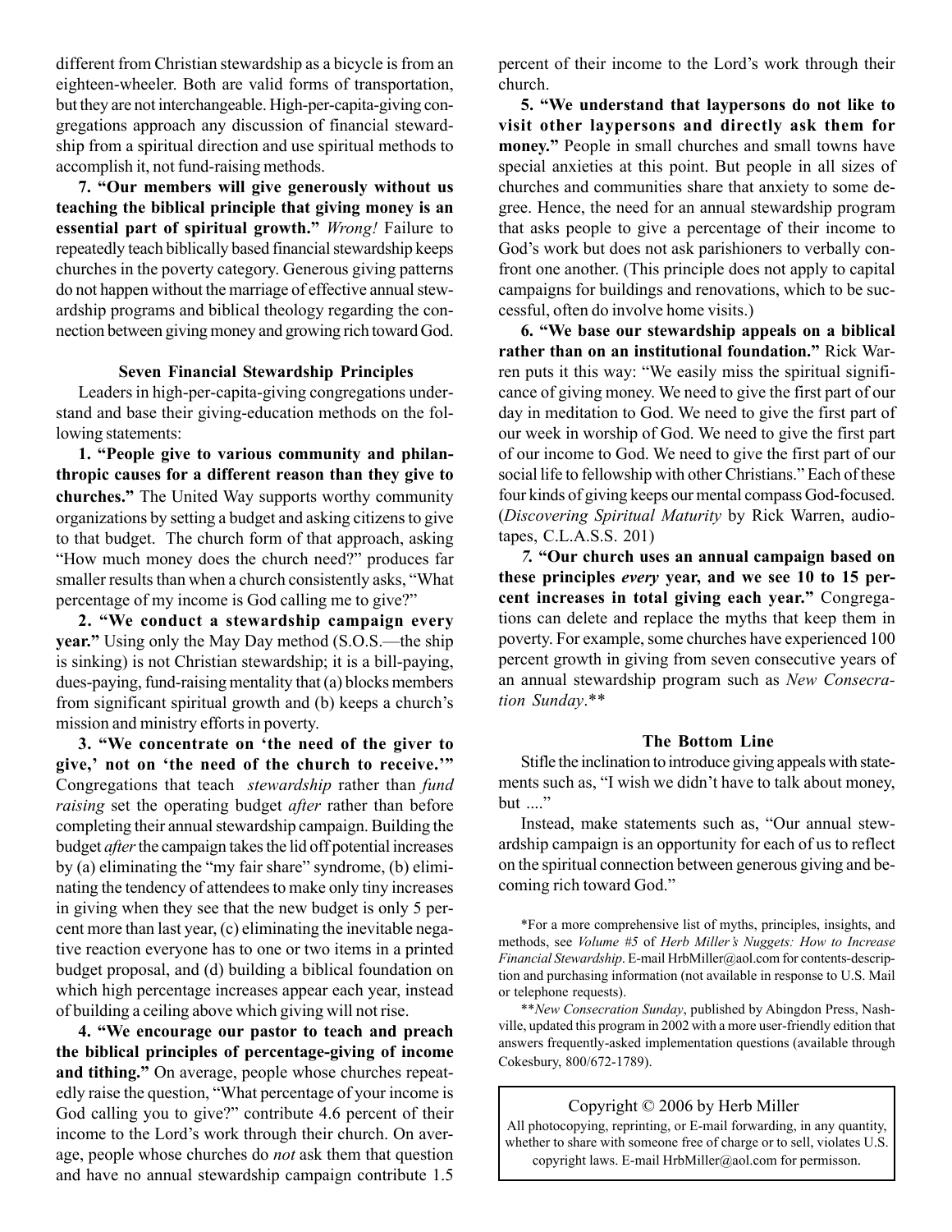different from Christian stewardship as a bicycle is from an eighteen-wheeler. Both are valid forms of transportation, but they are not interchangeable. High-per-capita-giving congregations approach any discussion of financial stewardship from a spiritual direction and use spiritual methods to accomplish it, not fund-raising methods.

**7. "Our members will give generously without us teaching the biblical principle that giving money is an essential part of spiritual growth."** *Wrong!* Failure to repeatedly teach biblically based financial stewardship keeps churches in the poverty category. Generous giving patterns do not happen without the marriage of effective annual stewardship programs and biblical theology regarding the connection between giving money and growing rich toward God.

### Seven Financial Stewardship Principles

Leaders in high-per-capita-giving congregations understand and base their giving-education methods on the following statements:

**1. "People give to various community and philanthropic causes for a different reason than they give to churches."** The United Way supports worthy community organizations by setting a budget and asking citizens to give to that budget. The church form of that approach, asking "How much money does the church need?" produces far smaller results than when a church consistently asks, "What percentage of my income is God calling me to give?"

**2. "We conduct a stewardship campaign every year."** Using only the May Day method (S.O.S.—the ship is sinking) is not Christian stewardship; it is a bill-paying, dues-paying, fund-raising mentality that (a) blocks members from significant spiritual growth and (b) keeps a church's mission and ministry efforts in poverty.

**3. "We concentrate on 'the need of the giver to give,' not on 'the need of the church to receive.'"** Congregations that teach *stewardship* rather than *fund raising* set the operating budget *after* rather than before completing their annual stewardship campaign. Building the budget *after* the campaign takes the lid off potential increases by (a) eliminating the "my fair share" syndrome, (b) eliminating the tendency of attendees to make only tiny increases in giving when they see that the new budget is only 5 percent more than last year, (c) eliminating the inevitable negative reaction everyone has to one or two items in a printed budget proposal, and (d) building a biblical foundation on which high percentage increases appear each year, instead of building a ceiling above which giving will not rise.

**4. "We encourage our pastor to teach and preach the biblical principles of percentage-giving of income and tithing."** On average, people whose churches repeatedly raise the question, "What percentage of your income is God calling you to give?" contribute 4.6 percent of their income to the Lord's work through their church. On average, people whose churches do *not* ask them that question and have no annual stewardship campaign contribute 1.5 percent of their income to the Lord's work through their church.

**5. "We understand that laypersons do not like to visit other laypersons and directly ask them for money."** People in small churches and small towns have special anxieties at this point. But people in all sizes of churches and communities share that anxiety to some degree. Hence, the need for an annual stewardship program that asks people to give a percentage of their income to God's work but does not ask parishioners to verbally confront one another. (This principle does not apply to capital campaigns for buildings and renovations, which to be successful, often do involve home visits.)

**6. "We base our stewardship appeals on a biblical rather than on an institutional foundation."** Rick Warren puts it this way: "We easily miss the spiritual significance of giving money. We need to give the first part of our day in meditation to God. We need to give the first part of our week in worship of God. We need to give the first part of our income to God. We need to give the first part of our social life to fellowship with other Christians." Each of these four kinds of giving keeps our mental compass God-focused. (*Discovering Spiritual Maturity* by Rick Warren, audiotapes, C.L.A.S.S. 201)

***7.* "Our church uses an annual campaign based on these principles *every* year, and we see 10 to 15 percent increases in total giving each year."** Congregations can delete and replace the myths that keep them in poverty. For example, some churches have experienced 100 percent growth in giving from seven consecutive years of an annual stewardship program such as *New Consecration Sunday*.**

### The Bottom Line

Stifle the inclination to introduce giving appeals with statements such as, "I wish we didn't have to talk about money, but ...."

Instead, make statements such as, "Our annual stewardship campaign is an opportunity for each of us to reflect on the spiritual connection between generous giving and becoming rich toward God."

*For a more comprehensive list of myths, principles, insights, and methods, see *Volume #5* of *Herb Miller's Nuggets: How to Increase Financial Stewardship*. E-mail HrbMiller@aol.com for contents-description and purchasing information (not available in response to U.S. Mail or telephone requests).

***New Consecration Sunday*, published by Abingdon Press, Nashville, updated this program in 2002 with a more user-friendly edition that answers frequently-asked implementation questions (available through Cokesbury, 800/672-1789).

Copyright © 2006 by Herb Miller
All photocopying, reprinting, or E-mail forwarding, in any quantity, whether to share with someone free of charge or to sell, violates U.S. copyright laws. E-mail HrbMiller@aol.com for permisson.